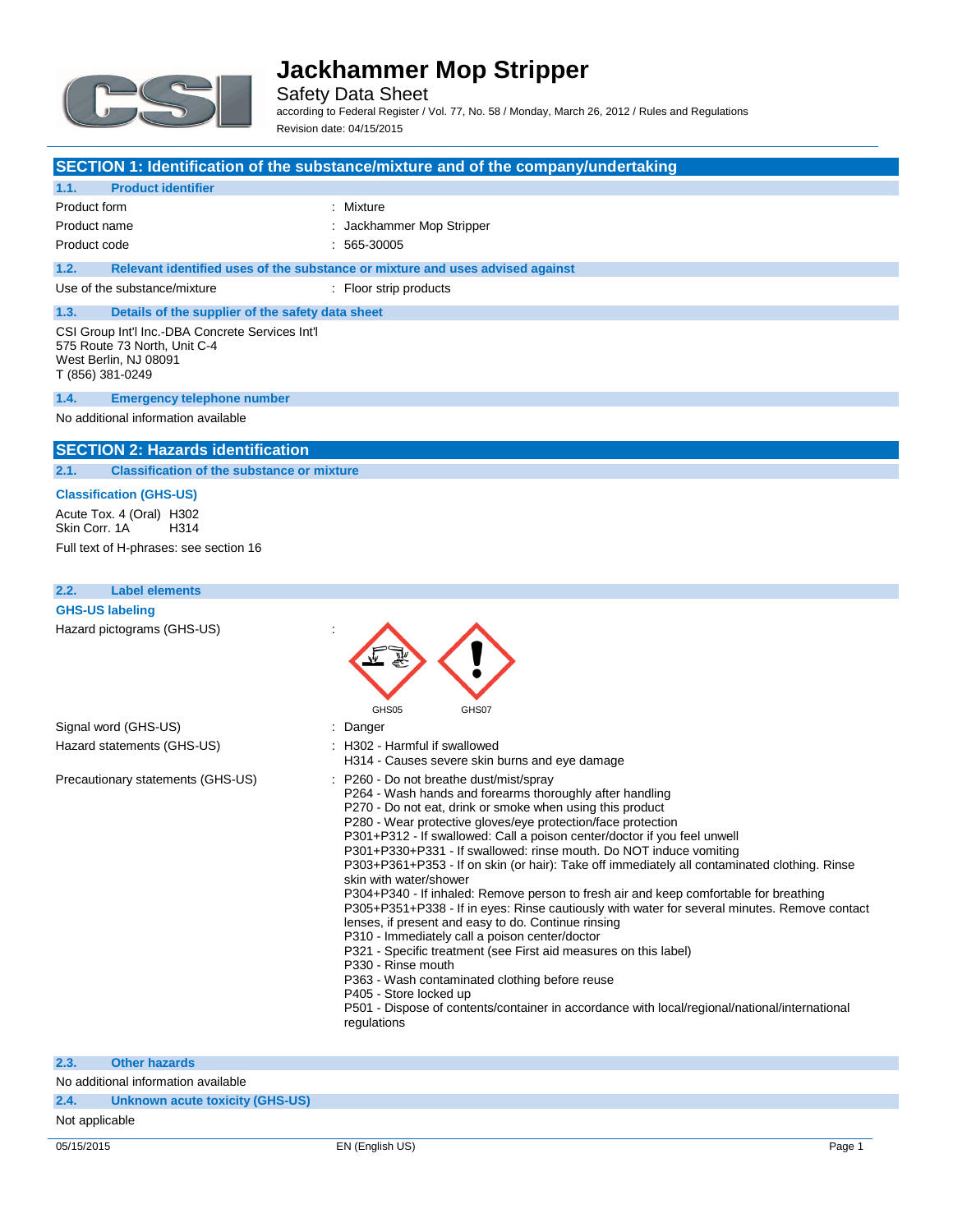# Jackhammer Mop Stripper

Safety Data Sheet

according to Federal Register / Vol. 77, No. 58 / Monday, March 26, 2012 / Rules and Regulations

Revision date: 04/15/2015

## SECTION 1: Identification of the substance/mixture and of the company/undertaking

### 1.1. Product identifier

| | |
|---|---|
| Product form | : Mixture |
| Product name | : Jackhammer Mop Stripper |
| Product code | : 565-30005 |

### 1.2. Relevant identified uses of the substance or mixture and uses advised against

| | |
|---|---|
| Use of the substance/mixture | : Floor strip products |

### 1.3. Details of the supplier of the safety data sheet

CSI Group Int'l Inc.-DBA Concrete Services Int'l
575 Route 73 North, Unit C-4
West Berlin, NJ 08091
T (856) 381-0249

### 1.4. Emergency telephone number

No additional information available

## SECTION 2: Hazards identification

### 2.1. Classification of the substance or mixture

**Classification (GHS-US)**

Acute Tox. 4 (Oral) H302
Skin Corr. 1A H314

Full text of H-phrases: see section 16

### 2.2. Label elements

**GHS-US labeling**

Hazard pictograms (GHS-US) :

GHS05 GHS07

Signal word (GHS-US) : Danger

Hazard statements (GHS-US) :
- H302 - Harmful if swallowed
- H314 - Causes severe skin burns and eye damage

Precautionary statements (GHS-US) :
- P260 - Do not breathe dust/mist/spray
- P264 - Wash hands and forearms thoroughly after handling
- P270 - Do not eat, drink or smoke when using this product
- P280 - Wear protective gloves/eye protection/face protection
- P301+P312 - If swallowed: Call a poison center/doctor if you feel unwell
- P301+P330+P331 - If swallowed: rinse mouth. Do NOT induce vomiting
- P303+P361+P353 - If on skin (or hair): Take off immediately all contaminated clothing. Rinse skin with water/shower
- P304+P340 - If inhaled: Remove person to fresh air and keep comfortable for breathing
- P305+P351+P338 - If in eyes: Rinse cautiously with water for several minutes. Remove contact lenses, if present and easy to do. Continue rinsing
- P310 - Immediately call a poison center/doctor
- P321 - Specific treatment (see First aid measures on this label)
- P330 - Rinse mouth
- P363 - Wash contaminated clothing before reuse
- P405 - Store locked up
- P501 - Dispose of contents/container in accordance with local/regional/national/international regulations

### 2.3. Other hazards

No additional information available

### 2.4. Unknown acute toxicity (GHS-US)

Not applicable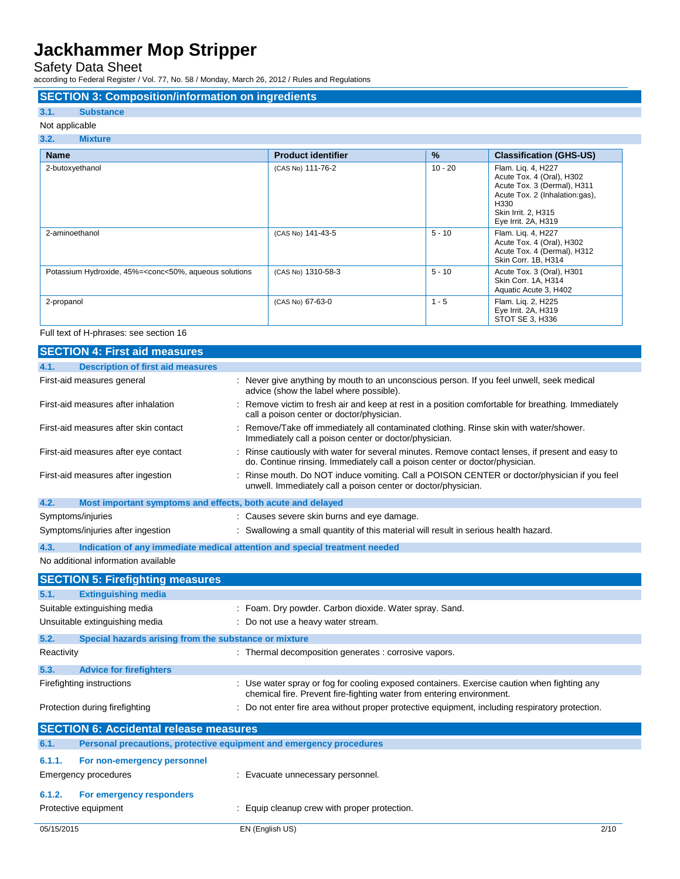## SECTION 3: Composition/information on ingredients

### 3.1. Substance

Not applicable

### 3.2. Mixture

| Name | Product identifier | % | Classification (GHS-US) |
|---|---|---|---|
| 2-butoxyethanol | (CAS No) 111-76-2 | 10 - 20 | Flam. Liq. 4, H227<br>Acute Tox. 4 (Oral), H302<br>Acute Tox. 3 (Dermal), H311<br>Acute Tox. 2 (Inhalation:gas), H330<br>Skin Irrit. 2, H315<br>Eye Irrit. 2A, H319 |
| 2-aminoethanol | (CAS No) 141-43-5 | 5 - 10 | Flam. Liq. 4, H227<br>Acute Tox. 4 (Oral), H302<br>Acute Tox. 4 (Dermal), H312<br>Skin Corr. 1B, H314 |
| Potassium Hydroxide, 45%=<conc<50%, aqueous solutions | (CAS No) 1310-58-3 | 5 - 10 | Acute Tox. 3 (Oral), H301<br>Skin Corr. 1A, H314<br>Aquatic Acute 3, H402 |
| 2-propanol | (CAS No) 67-63-0 | 1 - 5 | Flam. Liq. 2, H225<br>Eye Irrit. 2A, H319<br>STOT SE 3, H336 |

Full text of H-phrases: see section 16

## SECTION 4: First aid measures

### 4.1. Description of first aid measures

First-aid measures general : Never give anything by mouth to an unconscious person. If you feel unwell, seek medical advice (show the label where possible).

First-aid measures after inhalation : Remove victim to fresh air and keep at rest in a position comfortable for breathing. Immediately call a poison center or doctor/physician.

First-aid measures after skin contact : Remove/Take off immediately all contaminated clothing. Rinse skin with water/shower. Immediately call a poison center or doctor/physician.

First-aid measures after eye contact : Rinse cautiously with water for several minutes. Remove contact lenses, if present and easy to do. Continue rinsing. Immediately call a poison center or doctor/physician.

First-aid measures after ingestion : Rinse mouth. Do NOT induce vomiting. Call a POISON CENTER or doctor/physician if you feel unwell. Immediately call a poison center or doctor/physician.

### 4.2. Most important symptoms and effects, both acute and delayed

Symptoms/injuries : Causes severe skin burns and eye damage.

Symptoms/injuries after ingestion : Swallowing a small quantity of this material will result in serious health hazard.

### 4.3. Indication of any immediate medical attention and special treatment needed

No additional information available

## SECTION 5: Firefighting measures

### 5.1. Extinguishing media

Suitable extinguishing media : Foam. Dry powder. Carbon dioxide. Water spray. Sand.

Unsuitable extinguishing media : Do not use a heavy water stream.

### 5.2. Special hazards arising from the substance or mixture

Reactivity : Thermal decomposition generates : corrosive vapors.

### 5.3. Advice for firefighters

Firefighting instructions : Use water spray or fog for cooling exposed containers. Exercise caution when fighting any chemical fire. Prevent fire-fighting water from entering environment.

Protection during firefighting : Do not enter fire area without proper protective equipment, including respiratory protection.

## SECTION 6: Accidental release measures

### 6.1. Personal precautions, protective equipment and emergency procedures

#### 6.1.1. For non-emergency personnel

Emergency procedures : Evacuate unnecessary personnel.

#### 6.1.2. For emergency responders

Protective equipment : Equip cleanup crew with proper protection.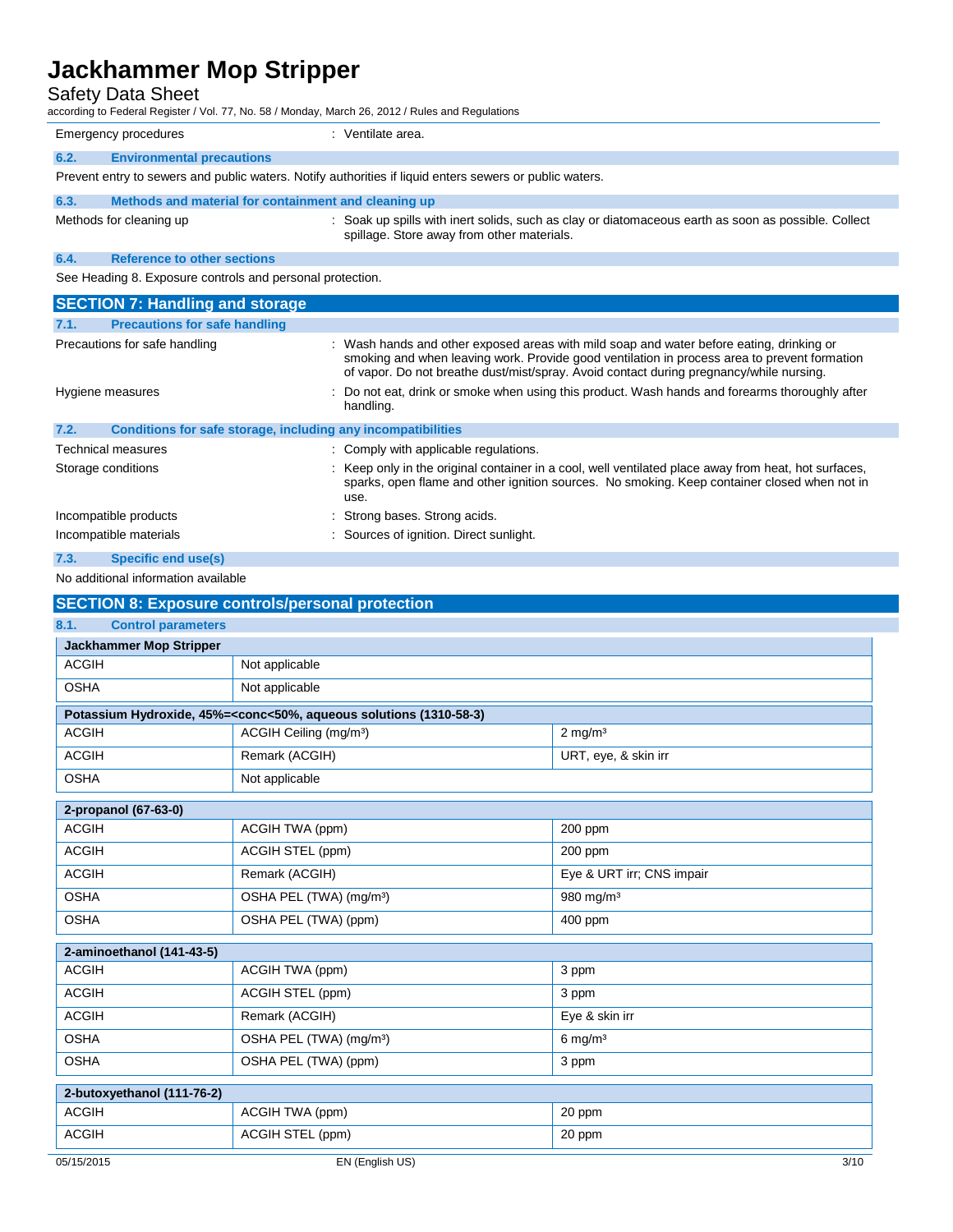| | |
|---|---|
| Emergency procedures | : Ventilate area. |

### 6.2. Environmental precautions

Prevent entry to sewers and public waters. Notify authorities if liquid enters sewers or public waters.

### 6.3. Methods and material for containment and cleaning up

| | |
|---|---|
| Methods for cleaning up | : Soak up spills with inert solids, such as clay or diatomaceous earth as soon as possible. Collect spillage. Store away from other materials. |

### 6.4. Reference to other sections

See Heading 8. Exposure controls and personal protection.

## SECTION 7: Handling and storage

### 7.1. Precautions for safe handling

| | |
|---|---|
| Precautions for safe handling | : Wash hands and other exposed areas with mild soap and water before eating, drinking or smoking and when leaving work. Provide good ventilation in process area to prevent formation of vapor. Do not breathe dust/mist/spray. Avoid contact during pregnancy/while nursing. |
| Hygiene measures | : Do not eat, drink or smoke when using this product. Wash hands and forearms thoroughly after handling. |

### 7.2. Conditions for safe storage, including any incompatibilities

| | |
|---|---|
| Technical measures | : Comply with applicable regulations. |
| Storage conditions | : Keep only in the original container in a cool, well ventilated place away from heat, hot surfaces, sparks, open flame and other ignition sources. No smoking. Keep container closed when not in use. |
| Incompatible products | : Strong bases. Strong acids. |
| Incompatible materials | : Sources of ignition. Direct sunlight. |

### 7.3. Specific end use(s)

No additional information available

## SECTION 8: Exposure controls/personal protection

### 8.1. Control parameters

| **Jackhammer Mop Stripper** | | |
|---|---|---|
| ACGIH | Not applicable | |
| OSHA | Not applicable | |

| **Potassium Hydroxide, 45%=<conc<50%, aqueous solutions (1310-58-3)** | | |
|---|---|---|
| ACGIH | ACGIH Ceiling (mg/m³) | 2 mg/m³ |
| ACGIH | Remark (ACGIH) | URT, eye, & skin irr |
| OSHA | Not applicable | |

| **2-propanol (67-63-0)** | | |
|---|---|---|
| ACGIH | ACGIH TWA (ppm) | 200 ppm |
| ACGIH | ACGIH STEL (ppm) | 200 ppm |
| ACGIH | Remark (ACGIH) | Eye & URT irr; CNS impair |
| OSHA | OSHA PEL (TWA) (mg/m³) | 980 mg/m³ |
| OSHA | OSHA PEL (TWA) (ppm) | 400 ppm |

| **2-aminoethanol (141-43-5)** | | |
|---|---|---|
| ACGIH | ACGIH TWA (ppm) | 3 ppm |
| ACGIH | ACGIH STEL (ppm) | 3 ppm |
| ACGIH | Remark (ACGIH) | Eye & skin irr |
| OSHA | OSHA PEL (TWA) (mg/m³) | 6 mg/m³ |
| OSHA | OSHA PEL (TWA) (ppm) | 3 ppm |

| **2-butoxyethanol (111-76-2)** | | |
|---|---|---|
| ACGIH | ACGIH TWA (ppm) | 20 ppm |
| ACGIH | ACGIH STEL (ppm) | 20 ppm |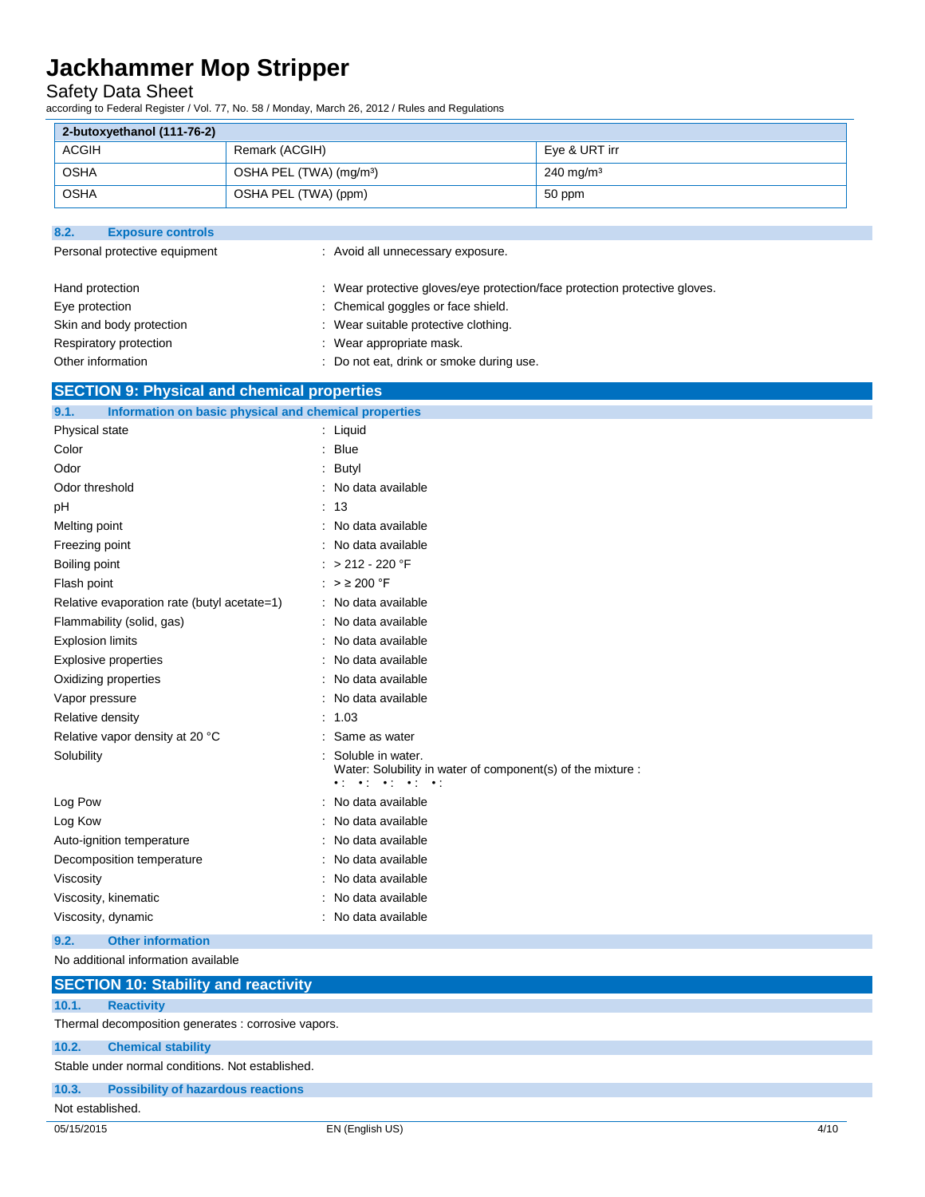| 2-butoxyethanol (111-76-2) | | |
|---|---|---|
| ACGIH | Remark (ACGIH) | Eye & URT irr |
| OSHA | OSHA PEL (TWA) (mg/m³) | 240 mg/m³ |
| OSHA | OSHA PEL (TWA) (ppm) | 50 ppm |

### 8.2. Exposure controls

Personal protective equipment : Avoid all unnecessary exposure.

Hand protection : Wear protective gloves/eye protection/face protection protective gloves.

Eye protection : Chemical goggles or face shield.

Skin and body protection : Wear suitable protective clothing.

Respiratory protection : Wear appropriate mask.

Other information : Do not eat, drink or smoke during use.

## SECTION 9: Physical and chemical properties

### 9.1. Information on basic physical and chemical properties

Physical state : Liquid

Color : Blue

Odor : Butyl

Odor threshold : No data available

pH : 13

Melting point : No data available

Freezing point : No data available

Boiling point : > 212 - 220 °F

Flash point : > ≥ 200 °F

Relative evaporation rate (butyl acetate=1) : No data available

Flammability (solid, gas) : No data available

Explosion limits : No data available

Explosive properties : No data available

Oxidizing properties : No data available

Vapor pressure : No data available

Relative density : 1.03

Relative vapor density at 20 °C : Same as water

Solubility : Soluble in water.
Water: Solubility in water of component(s) of the mixture :
• : • : • : • : • :

Log Pow : No data available

Log Kow : No data available

Auto-ignition temperature : No data available

Decomposition temperature : No data available

Viscosity : No data available

Viscosity, kinematic : No data available

Viscosity, dynamic : No data available

### 9.2. Other information

No additional information available

## SECTION 10: Stability and reactivity

### 10.1. Reactivity

Thermal decomposition generates : corrosive vapors.

### 10.2. Chemical stability

Stable under normal conditions. Not established.

### 10.3. Possibility of hazardous reactions

Not established.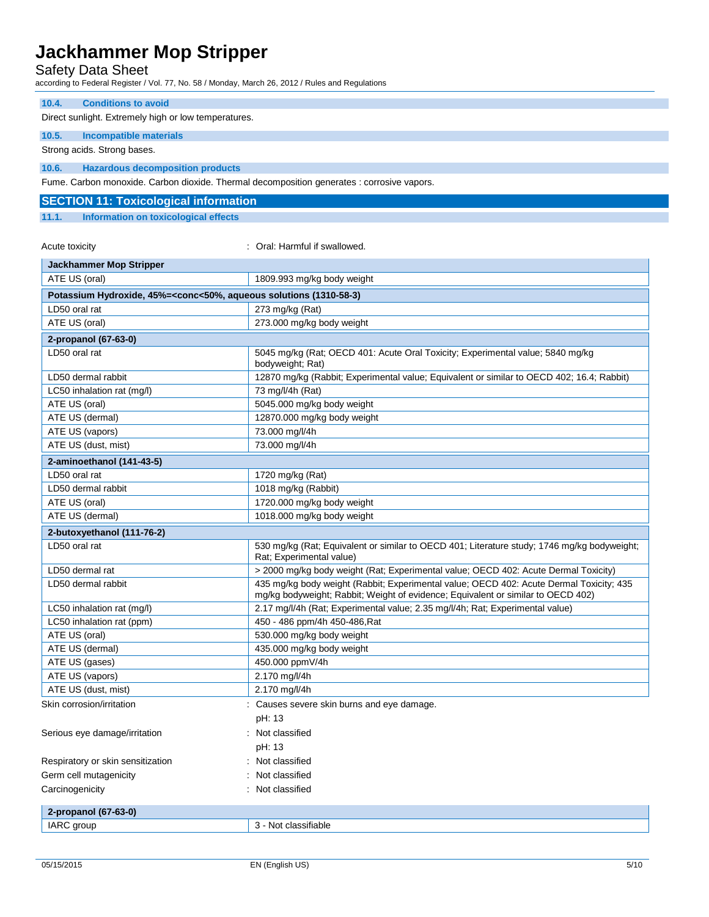### 10.4. Conditions to avoid

Direct sunlight. Extremely high or low temperatures.

### 10.5. Incompatible materials

Strong acids. Strong bases.

### 10.6. Hazardous decomposition products

Fume. Carbon monoxide. Carbon dioxide. Thermal decomposition generates : corrosive vapors.

## SECTION 11: Toxicological information

### 11.1. Information on toxicological effects

Acute toxicity : Oral: Harmful if swallowed.

| Jackhammer Mop Stripper | |
|---|---|
| ATE US (oral) | 1809.993 mg/kg body weight |
| **Potassium Hydroxide, 45%=<conc<50%, aqueous solutions (1310-58-3)** | |
| LD50 oral rat | 273 mg/kg (Rat) |
| ATE US (oral) | 273.000 mg/kg body weight |
| **2-propanol (67-63-0)** | |
| LD50 oral rat | 5045 mg/kg (Rat; OECD 401: Acute Oral Toxicity; Experimental value; 5840 mg/kg bodyweight; Rat) |
| LD50 dermal rabbit | 12870 mg/kg (Rabbit; Experimental value; Equivalent or similar to OECD 402; 16.4; Rabbit) |
| LC50 inhalation rat (mg/l) | 73 mg/l/4h (Rat) |
| ATE US (oral) | 5045.000 mg/kg body weight |
| ATE US (dermal) | 12870.000 mg/kg body weight |
| ATE US (vapors) | 73.000 mg/l/4h |
| ATE US (dust, mist) | 73.000 mg/l/4h |
| **2-aminoethanol (141-43-5)** | |
| LD50 oral rat | 1720 mg/kg (Rat) |
| LD50 dermal rabbit | 1018 mg/kg (Rabbit) |
| ATE US (oral) | 1720.000 mg/kg body weight |
| ATE US (dermal) | 1018.000 mg/kg body weight |
| **2-butoxyethanol (111-76-2)** | |
| LD50 oral rat | 530 mg/kg (Rat; Equivalent or similar to OECD 401; Literature study; 1746 mg/kg bodyweight; Rat; Experimental value) |
| LD50 dermal rat | > 2000 mg/kg body weight (Rabbit; Experimental value; OECD 402: Acute Dermal Toxicity) |
| LD50 dermal rabbit | 435 mg/kg body weight (Rabbit; Experimental value; OECD 402: Acute Dermal Toxicity; 435 mg/kg bodyweight; Rabbit; Weight of evidence; Equivalent or similar to OECD 402) |
| LC50 inhalation rat (mg/l) | 2.17 mg/l/4h (Rat; Experimental value; 2.35 mg/l/4h; Rat; Experimental value) |
| LC50 inhalation rat (ppm) | 450 - 486 ppm/4h 450-486,Rat |
| ATE US (oral) | 530.000 mg/kg body weight |
| ATE US (dermal) | 435.000 mg/kg body weight |
| ATE US (gases) | 450.000 ppmV/4h |
| ATE US (vapors) | 2.170 mg/l/4h |
| ATE US (dust, mist) | 2.170 mg/l/4h |

Skin corrosion/irritation : Causes severe skin burns and eye damage.
pH: 13

Serious eye damage/irritation : Not classified
pH: 13

Respiratory or skin sensitization : Not classified

Germ cell mutagenicity : Not classified

Carcinogenicity : Not classified

| 2-propanol (67-63-0) | |
|---|---|
| IARC group | 3 - Not classifiable |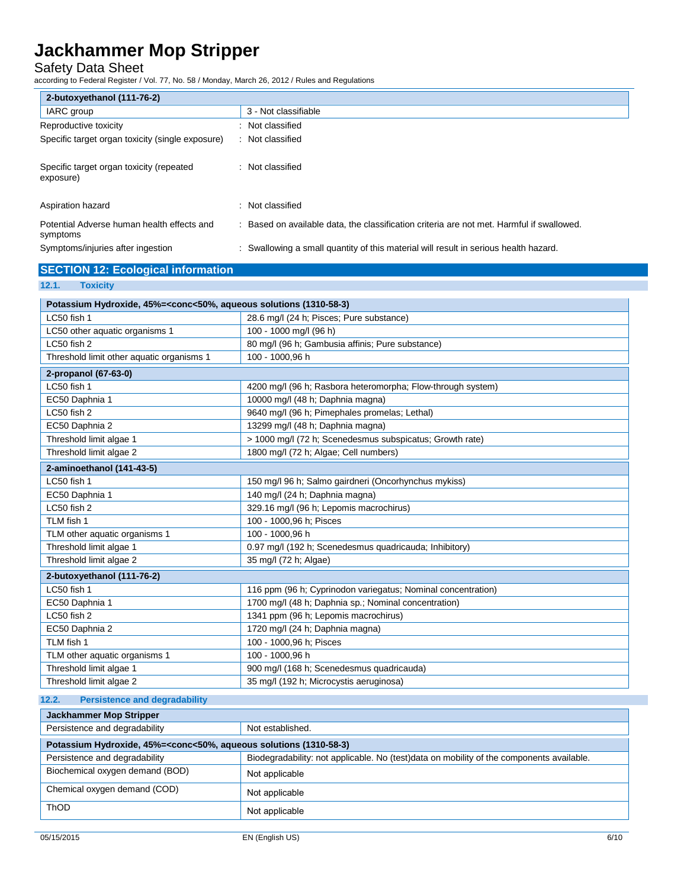| 2-butoxyethanol (111-76-2) | |
|---|---|
| IARC group | 3 - Not classifiable |

Reproductive toxicity : Not classified

Specific target organ toxicity (single exposure) : Not classified

Specific target organ toxicity (repeated exposure) : Not classified

Aspiration hazard : Not classified

Potential Adverse human health effects and symptoms : Based on available data, the classification criteria are not met. Harmful if swallowed.

Symptoms/injuries after ingestion : Swallowing a small quantity of this material will result in serious health hazard.

## SECTION 12: Ecological information

### 12.1. Toxicity

| Potassium Hydroxide, 45%=<conc<50%, aqueous solutions (1310-58-3) | |
|---|---|
| LC50 fish 1 | 28.6 mg/l (24 h; Pisces; Pure substance) |
| LC50 other aquatic organisms 1 | 100 - 1000 mg/l (96 h) |
| LC50 fish 2 | 80 mg/l (96 h; Gambusia affinis; Pure substance) |
| Threshold limit other aquatic organisms 1 | 100 - 1000,96 h |

| 2-propanol (67-63-0) | |
|---|---|
| LC50 fish 1 | 4200 mg/l (96 h; Rasbora heteromorpha; Flow-through system) |
| EC50 Daphnia 1 | 10000 mg/l (48 h; Daphnia magna) |
| LC50 fish 2 | 9640 mg/l (96 h; Pimephales promelas; Lethal) |
| EC50 Daphnia 2 | 13299 mg/l (48 h; Daphnia magna) |
| Threshold limit algae 1 | > 1000 mg/l (72 h; Scenedesmus subspicatus; Growth rate) |
| Threshold limit algae 2 | 1800 mg/l (72 h; Algae; Cell numbers) |

| 2-aminoethanol (141-43-5) | |
|---|---|
| LC50 fish 1 | 150 mg/l 96 h; Salmo gairdneri (Oncorhynchus mykiss) |
| EC50 Daphnia 1 | 140 mg/l (24 h; Daphnia magna) |
| LC50 fish 2 | 329.16 mg/l (96 h; Lepomis macrochirus) |
| TLM fish 1 | 100 - 1000,96 h; Pisces |
| TLM other aquatic organisms 1 | 100 - 1000,96 h |
| Threshold limit algae 1 | 0.97 mg/l (192 h; Scenedesmus quadricauda; Inhibitory) |
| Threshold limit algae 2 | 35 mg/l (72 h; Algae) |

| 2-butoxyethanol (111-76-2) | |
|---|---|
| LC50 fish 1 | 116 ppm (96 h; Cyprinodon variegatus; Nominal concentration) |
| EC50 Daphnia 1 | 1700 mg/l (48 h; Daphnia sp.; Nominal concentration) |
| LC50 fish 2 | 1341 ppm (96 h; Lepomis macrochirus) |
| EC50 Daphnia 2 | 1720 mg/l (24 h; Daphnia magna) |
| TLM fish 1 | 100 - 1000,96 h; Pisces |
| TLM other aquatic organisms 1 | 100 - 1000,96 h |
| Threshold limit algae 1 | 900 mg/l (168 h; Scenedesmus quadricauda) |
| Threshold limit algae 2 | 35 mg/l (192 h; Microcystis aeruginosa) |

### 12.2. Persistence and degradability

| Jackhammer Mop Stripper | |
|---|---|
| Persistence and degradability | Not established. |

| Potassium Hydroxide, 45%=<conc<50%, aqueous solutions (1310-58-3) | |
|---|---|
| Persistence and degradability | Biodegradability: not applicable. No (test)data on mobility of the components available. |
| Biochemical oxygen demand (BOD) | Not applicable |
| Chemical oxygen demand (COD) | Not applicable |
| ThOD | Not applicable |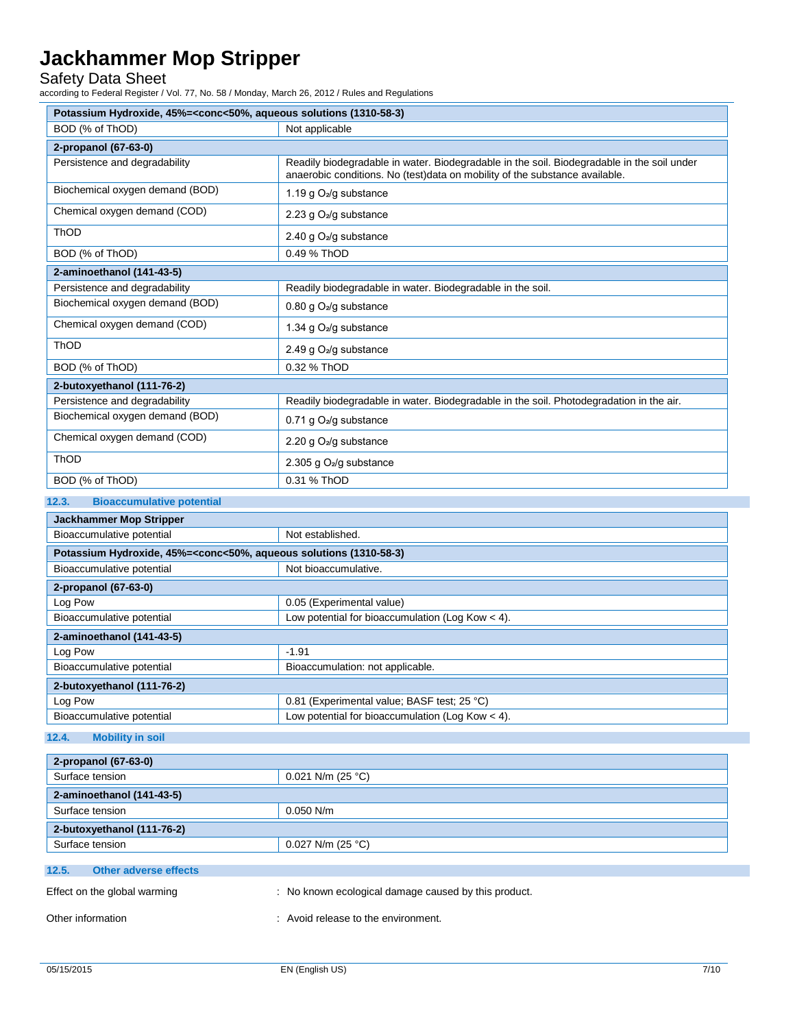| Potassium Hydroxide, 45%=<conc<50%, aqueous solutions (1310-58-3) | |
|---|---|
| BOD (% of ThOD) | Not applicable |
| **2-propanol (67-63-0)** | |
| Persistence and degradability | Readily biodegradable in water. Biodegradable in the soil. Biodegradable in the soil under anaerobic conditions. No (test)data on mobility of the substance available. |
| Biochemical oxygen demand (BOD) | 1.19 g $O_2$/g substance |
| Chemical oxygen demand (COD) | 2.23 g $O_2$/g substance |
| ThOD | 2.40 g $O_2$/g substance |
| BOD (% of ThOD) | 0.49 % ThOD |
| **2-aminoethanol (141-43-5)** | |
| Persistence and degradability | Readily biodegradable in water. Biodegradable in the soil. |
| Biochemical oxygen demand (BOD) | 0.80 g $O_2$/g substance |
| Chemical oxygen demand (COD) | 1.34 g $O_2$/g substance |
| ThOD | 2.49 g $O_2$/g substance |
| BOD (% of ThOD) | 0.32 % ThOD |
| **2-butoxyethanol (111-76-2)** | |
| Persistence and degradability | Readily biodegradable in water. Biodegradable in the soil. Photodegradation in the air. |
| Biochemical oxygen demand (BOD) | 0.71 g $O_2$/g substance |
| Chemical oxygen demand (COD) | 2.20 g $O_2$/g substance |
| ThOD | 2.305 g $O_2$/g substance |
| BOD (% of ThOD) | 0.31 % ThOD |

## 12.3. Bioaccumulative potential

| Jackhammer Mop Stripper | |
|---|---|
| Bioaccumulative potential | Not established. |
| **Potassium Hydroxide, 45%=<conc<50%, aqueous solutions (1310-58-3)** | |
| Bioaccumulative potential | Not bioaccumulative. |
| **2-propanol (67-63-0)** | |
| Log Pow | 0.05 (Experimental value) |
| Bioaccumulative potential | Low potential for bioaccumulation (Log Kow < 4). |
| **2-aminoethanol (141-43-5)** | |
| Log Pow | -1.91 |
| Bioaccumulative potential | Bioaccumulation: not applicable. |
| **2-butoxyethanol (111-76-2)** | |
| Log Pow | 0.81 (Experimental value; BASF test; 25 °C) |
| Bioaccumulative potential | Low potential for bioaccumulation (Log Kow < 4). |

## 12.4. Mobility in soil

| 2-propanol (67-63-0) | |
|---|---|
| Surface tension | 0.021 N/m (25 °C) |
| **2-aminoethanol (141-43-5)** | |
| Surface tension | 0.050 N/m |
| **2-butoxyethanol (111-76-2)** | |
| Surface tension | 0.027 N/m (25 °C) |

## 12.5. Other adverse effects

Effect on the global warming : No known ecological damage caused by this product.

Other information : Avoid release to the environment.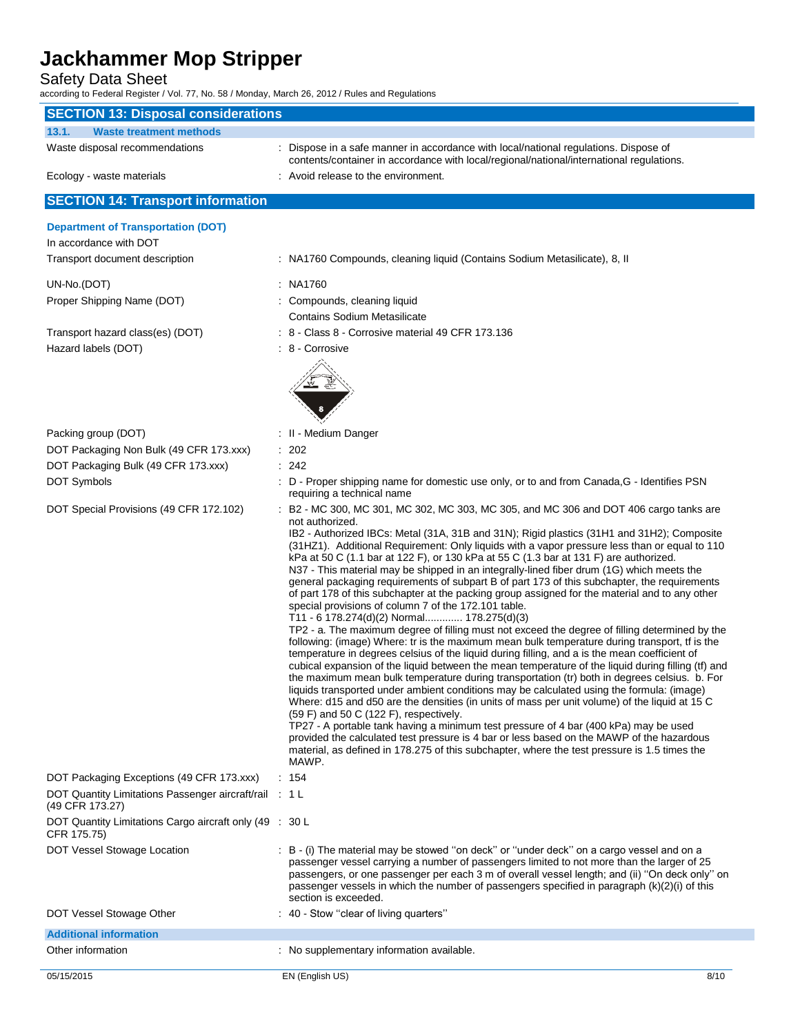## SECTION 13: Disposal considerations

### 13.1. Waste treatment methods

Waste disposal recommendations : Dispose in a safe manner in accordance with local/national regulations. Dispose of contents/container in accordance with local/regional/national/international regulations.

Ecology - waste materials : Avoid release to the environment.

## SECTION 14: Transport information

### Department of Transportation (DOT)

In accordance with DOT

Transport document description : NA1760 Compounds, cleaning liquid (Contains Sodium Metasilicate), 8, II

UN-No.(DOT) : NA1760

Proper Shipping Name (DOT) : Compounds, cleaning liquid
Contains Sodium Metasilicate

Transport hazard class(es) (DOT) : 8 - Class 8 - Corrosive material 49 CFR 173.136

Hazard labels (DOT) : 8 - Corrosive

Packing group (DOT) : II - Medium Danger

DOT Packaging Non Bulk (49 CFR 173.xxx) : 202

DOT Packaging Bulk (49 CFR 173.xxx) : 242

DOT Symbols : D - Proper shipping name for domestic use only, or to and from Canada,G - Identifies PSN requiring a technical name

DOT Special Provisions (49 CFR 172.102) : B2 - MC 300, MC 301, MC 302, MC 303, MC 305, and MC 306 and DOT 406 cargo tanks are not authorized.
IB2 - Authorized IBCs: Metal (31A, 31B and 31N); Rigid plastics (31H1 and 31H2); Composite (31HZ1). Additional Requirement: Only liquids with a vapor pressure less than or equal to 110 kPa at 50 C (1.1 bar at 122 F), or 130 kPa at 55 C (1.3 bar at 131 F) are authorized.
N37 - This material may be shipped in an integrally-lined fiber drum (1G) which meets the general packaging requirements of subpart B of part 173 of this subchapter, the requirements of part 178 of this subchapter at the packing group assigned for the material and to any other special provisions of column 7 of the 172.101 table.
T11 - 6 178.274(d)(2) Normal............ 178.275(d)(3)
TP2 - a. The maximum degree of filling must not exceed the degree of filling determined by the following: (image) Where: tr is the maximum mean bulk temperature during transport, tf is the temperature in degrees celsius of the liquid during filling, and a is the mean coefficient of cubical expansion of the liquid between the mean temperature of the liquid during filling (tf) and the maximum mean bulk temperature during transportation (tr) both in degrees celsius. b. For liquids transported under ambient conditions may be calculated using the formula: (image) Where: d15 and d50 are the densities (in units of mass per unit volume) of the liquid at 15 C (59 F) and 50 C (122 F), respectively.
TP27 - A portable tank having a minimum test pressure of 4 bar (400 kPa) may be used provided the calculated test pressure is 4 bar or less based on the MAWP of the hazardous material, as defined in 178.275 of this subchapter, where the test pressure is 1.5 times the MAWP.

DOT Packaging Exceptions (49 CFR 173.xxx) : 154

DOT Quantity Limitations Passenger aircraft/rail (49 CFR 173.27) : 1 L

DOT Quantity Limitations Cargo aircraft only (49 CFR 175.75) : 30 L

DOT Vessel Stowage Location : B - (i) The material may be stowed ''on deck'' or ''under deck'' on a cargo vessel and on a passenger vessel carrying a number of passengers limited to not more than the larger of 25 passengers, or one passenger per each 3 m of overall vessel length; and (ii) ''On deck only'' on passenger vessels in which the number of passengers specified in paragraph (k)(2)(i) of this section is exceeded.

DOT Vessel Stowage Other : 40 - Stow ''clear of living quarters''

### Additional information

Other information : No supplementary information available.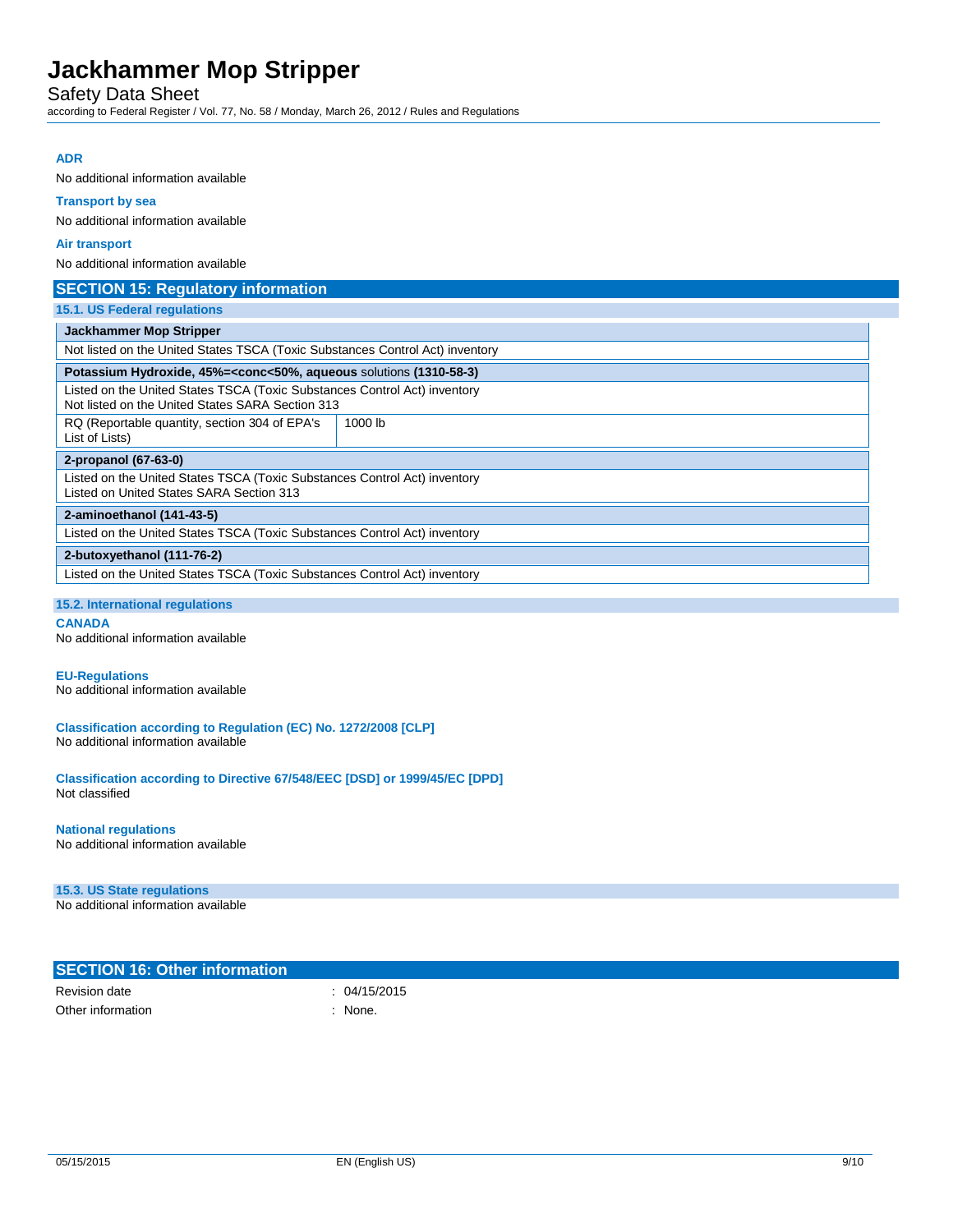### ADR

No additional information available

### Transport by sea

No additional information available

### Air transport

No additional information available

## SECTION 15: Regulatory information

### 15.1. US Federal regulations

| **Jackhammer Mop Stripper** | |
|---|---|
| Not listed on the United States TSCA (Toxic Substances Control Act) inventory | |
| **Potassium Hydroxide, 45%=<conc<50%, aqueous** solutions **(1310-58-3)** | |
| Listed on the United States TSCA (Toxic Substances Control Act) inventory<br>Not listed on the United States SARA Section 313 | |
| RQ (Reportable quantity, section 304 of EPA's List of Lists) | 1000 lb |
| **2-propanol (67-63-0)** | |
| Listed on the United States TSCA (Toxic Substances Control Act) inventory<br>Listed on United States SARA Section 313 | |
| **2-aminoethanol (141-43-5)** | |
| Listed on the United States TSCA (Toxic Substances Control Act) inventory | |
| **2-butoxyethanol (111-76-2)** | |
| Listed on the United States TSCA (Toxic Substances Control Act) inventory | |

### 15.2. International regulations

**CANADA**

No additional information available

**EU-Regulations**

No additional information available

**Classification according to Regulation (EC) No. 1272/2008 [CLP]**

No additional information available

**Classification according to Directive 67/548/EEC [DSD] or 1999/45/EC [DPD]**

Not classified

**National regulations**

No additional information available

### 15.3. US State regulations

No additional information available

## SECTION 16: Other information

Revision date : 04/15/2015

Other information : None.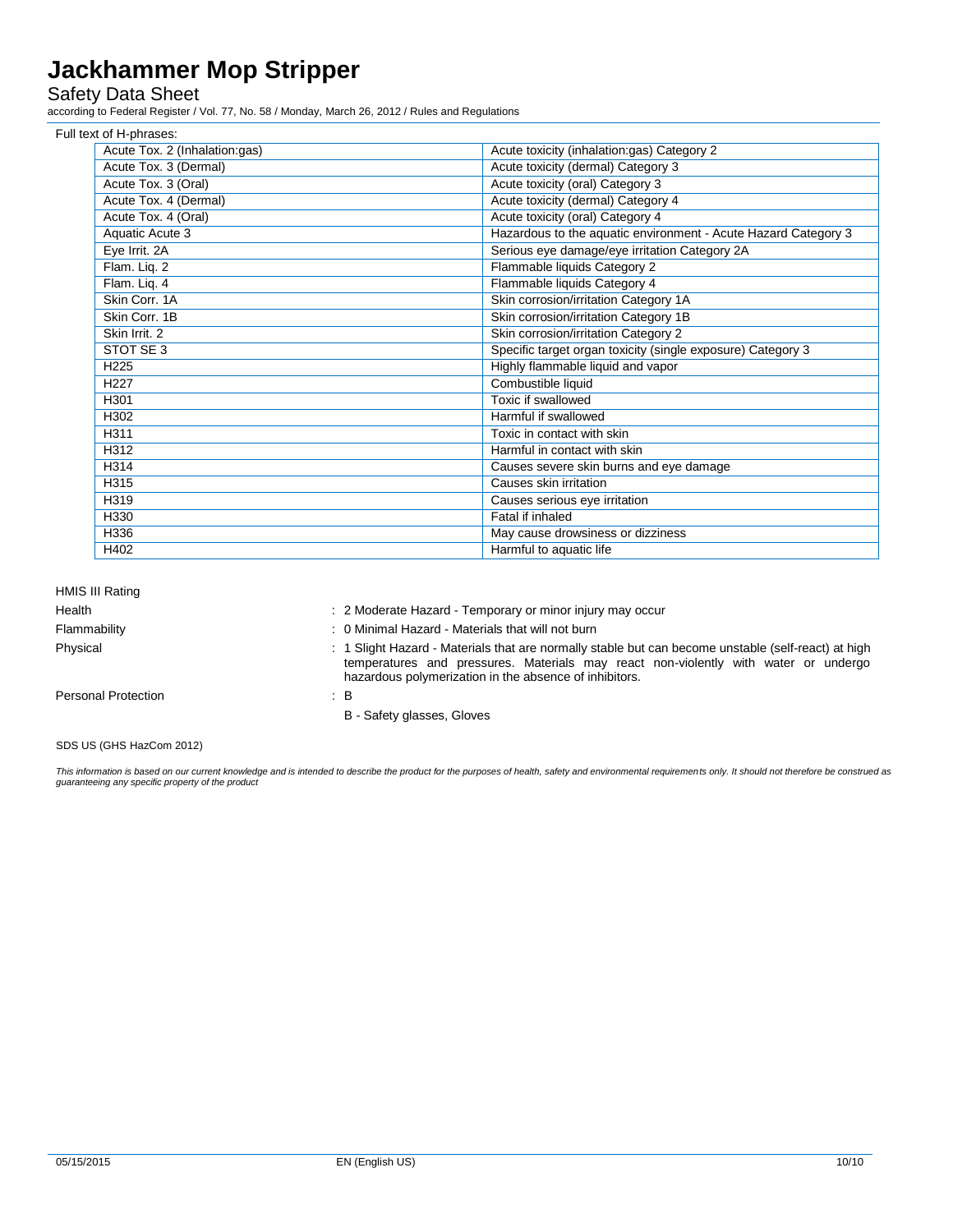# Jackhammer Mop Stripper

Safety Data Sheet

according to Federal Register / Vol. 77, No. 58 / Monday, March 26, 2012 / Rules and Regulations

Full text of H-phrases:

| | |
|---|---|
| Acute Tox. 2 (Inhalation:gas) | Acute toxicity (inhalation:gas) Category 2 |
| Acute Tox. 3 (Dermal) | Acute toxicity (dermal) Category 3 |
| Acute Tox. 3 (Oral) | Acute toxicity (oral) Category 3 |
| Acute Tox. 4 (Dermal) | Acute toxicity (dermal) Category 4 |
| Acute Tox. 4 (Oral) | Acute toxicity (oral) Category 4 |
| Aquatic Acute 3 | Hazardous to the aquatic environment - Acute Hazard Category 3 |
| Eye Irrit. 2A | Serious eye damage/eye irritation Category 2A |
| Flam. Liq. 2 | Flammable liquids Category 2 |
| Flam. Liq. 4 | Flammable liquids Category 4 |
| Skin Corr. 1A | Skin corrosion/irritation Category 1A |
| Skin Corr. 1B | Skin corrosion/irritation Category 1B |
| Skin Irrit. 2 | Skin corrosion/irritation Category 2 |
| STOT SE 3 | Specific target organ toxicity (single exposure) Category 3 |
| H225 | Highly flammable liquid and vapor |
| H227 | Combustible liquid |
| H301 | Toxic if swallowed |
| H302 | Harmful if swallowed |
| H311 | Toxic in contact with skin |
| H312 | Harmful in contact with skin |
| H314 | Causes severe skin burns and eye damage |
| H315 | Causes skin irritation |
| H319 | Causes serious eye irritation |
| H330 | Fatal if inhaled |
| H336 | May cause drowsiness or dizziness |
| H402 | Harmful to aquatic life |

HMIS III Rating

Health : 2 Moderate Hazard - Temporary or minor injury may occur

Flammability : 0 Minimal Hazard - Materials that will not burn

Physical : 1 Slight Hazard - Materials that are normally stable but can become unstable (self-react) at high temperatures and pressures. Materials may react non-violently with water or undergo hazardous polymerization in the absence of inhibitors.

Personal Protection : B

B - Safety glasses, Gloves

SDS US (GHS HazCom 2012)

*This information is based on our current knowledge and is intended to describe the product for the purposes of health, safety and environmental requirements only. It should not therefore be construed as guaranteeing any specific property of the product*

05/15/2015 EN (English US)